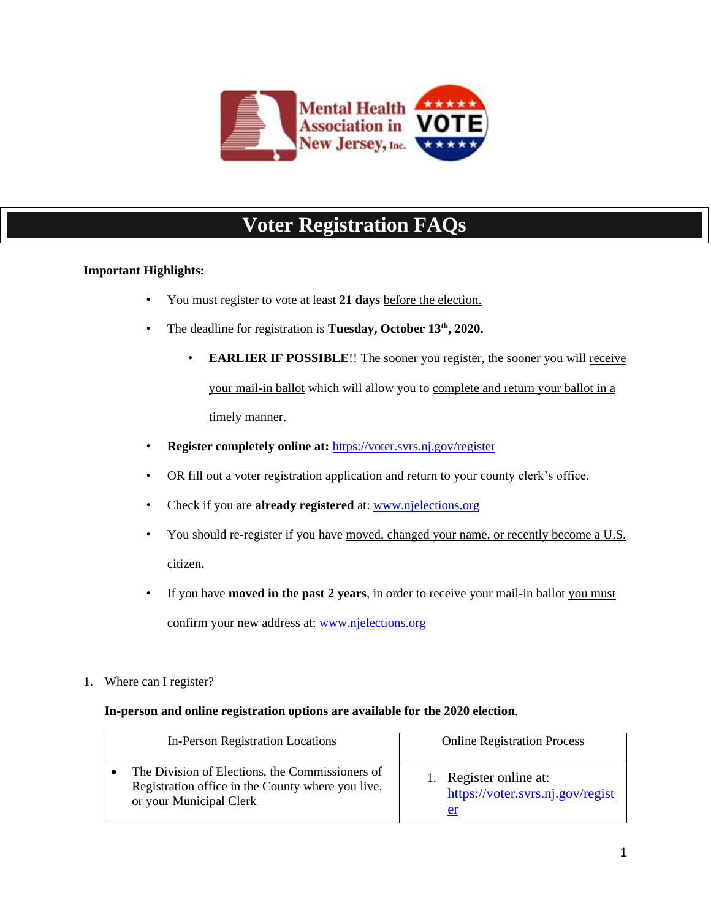# Voter Registration FAQs

**Important Highlights:**

- You must register to vote at least **21 days** before the election.
- The deadline for registration is **Tuesday, October 13th, 2020.**
  - **EARLIER IF POSSIBLE**!! The sooner you register, the sooner you will receive your mail-in ballot which will allow you to complete and return your ballot in a timely manner.
- **Register completely online at:** https://voter.svrs.nj.gov/register
- OR fill out a voter registration application and return to your county clerk's office.
- Check if you are **already registered** at: www.njelections.org
- You should re-register if you have moved, changed your name, or recently become a U.S. citizen**.**
- If you have **moved in the past 2 years**, in order to receive your mail-in ballot you must confirm your new address at: www.njelections.org

1. Where can I register?

   **In-person and online registration options are available for the 2020 election**.

| In-Person Registration Locations | Online Registration Process |
| --- | --- |
| • The Division of Elections, the Commissioners of Registration office in the County where you live, or your Municipal Clerk | 1. Register online at: https://voter.svrs.nj.gov/register |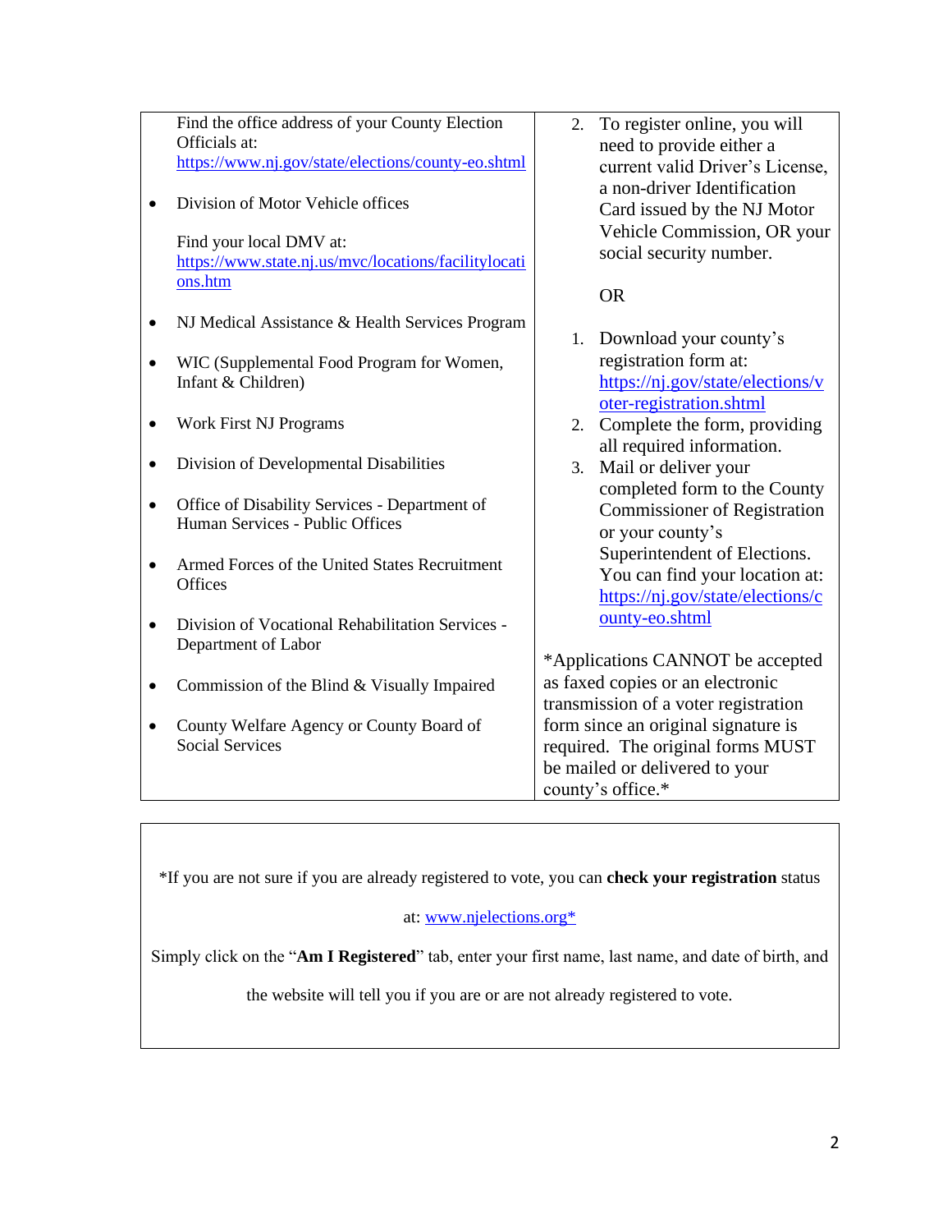| | |
|---|---|
| Find the office address of your County Election Officials at: https://www.nj.gov/state/elections/county-eo.shtml<br><br>• Division of Motor Vehicle offices<br><br>Find your local DMV at: https://www.state.nj.us/mvc/locations/facilitylocations.htm<br><br>• NJ Medical Assistance & Health Services Program<br><br>• WIC (Supplemental Food Program for Women, Infant & Children)<br><br>• Work First NJ Programs<br><br>• Division of Developmental Disabilities<br><br>• Office of Disability Services - Department of Human Services - Public Offices<br><br>• Armed Forces of the United States Recruitment Offices<br><br>• Division of Vocational Rehabilitation Services - Department of Labor<br><br>• Commission of the Blind & Visually Impaired<br><br>• County Welfare Agency or County Board of Social Services | 2. To register online, you will need to provide either a current valid Driver's License, a non-driver Identification Card issued by the NJ Motor Vehicle Commission, OR your social security number.<br><br>OR<br><br>1. Download your county's registration form at: https://nj.gov/state/elections/voter-registration.shtml<br>2. Complete the form, providing all required information.<br>3. Mail or deliver your completed form to the County Commissioner of Registration or your county's Superintendent of Elections. You can find your location at: https://nj.gov/state/elections/county-eo.shtml<br><br>*Applications CANNOT be accepted as faxed copies or an electronic transmission of a voter registration form since an original signature is required. The original forms MUST be mailed or delivered to your county's office.* |

*If you are not sure if you are already registered to vote, you can **check your registration** status at: www.njelections.org*

Simply click on the "**Am I Registered**" tab, enter your first name, last name, and date of birth, and the website will tell you if you are or are not already registered to vote.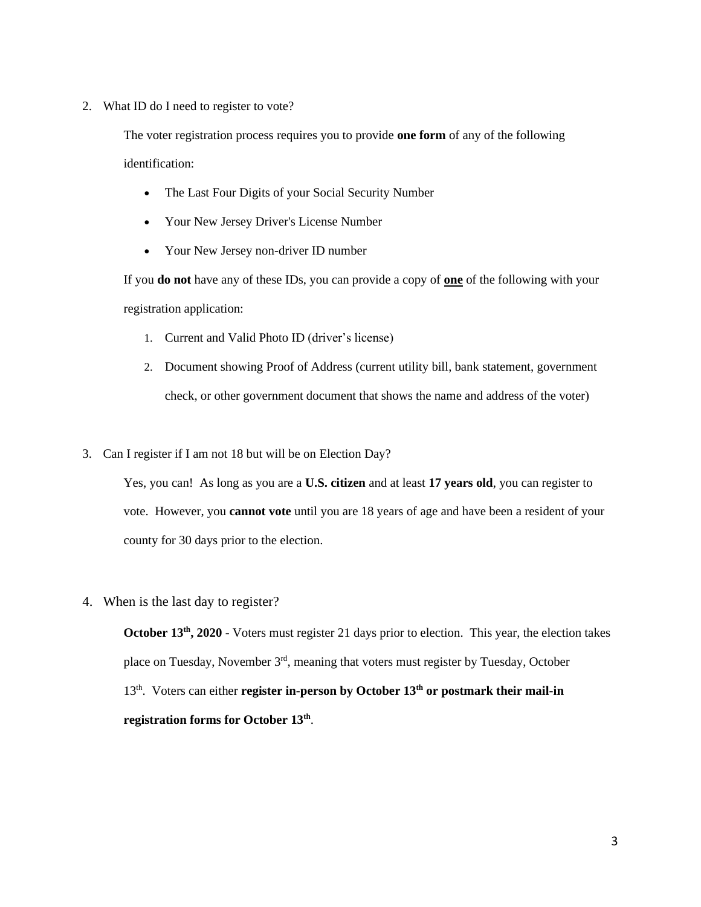2. What ID do I need to register to vote?

   The voter registration process requires you to provide **one form** of any of the following identification:

   - The Last Four Digits of your Social Security Number
   - Your New Jersey Driver's License Number
   - Your New Jersey non-driver ID number

   If you **do not** have any of these IDs, you can provide a copy of **<u>one</u>** of the following with your registration application:

   1. Current and Valid Photo ID (driver's license)
   2. Document showing Proof of Address (current utility bill, bank statement, government check, or other government document that shows the name and address of the voter)

3. Can I register if I am not 18 but will be on Election Day?

   Yes, you can! As long as you are a **U.S. citizen** and at least **17 years old**, you can register to vote. However, you **cannot vote** until you are 18 years of age and have been a resident of your county for 30 days prior to the election.

4. When is the last day to register?

   **October 13th, 2020** - Voters must register 21 days prior to election. This year, the election takes place on Tuesday, November 3rd, meaning that voters must register by Tuesday, October 13th. Voters can either **register in-person by October 13th or postmark their mail-in registration forms for October 13th**.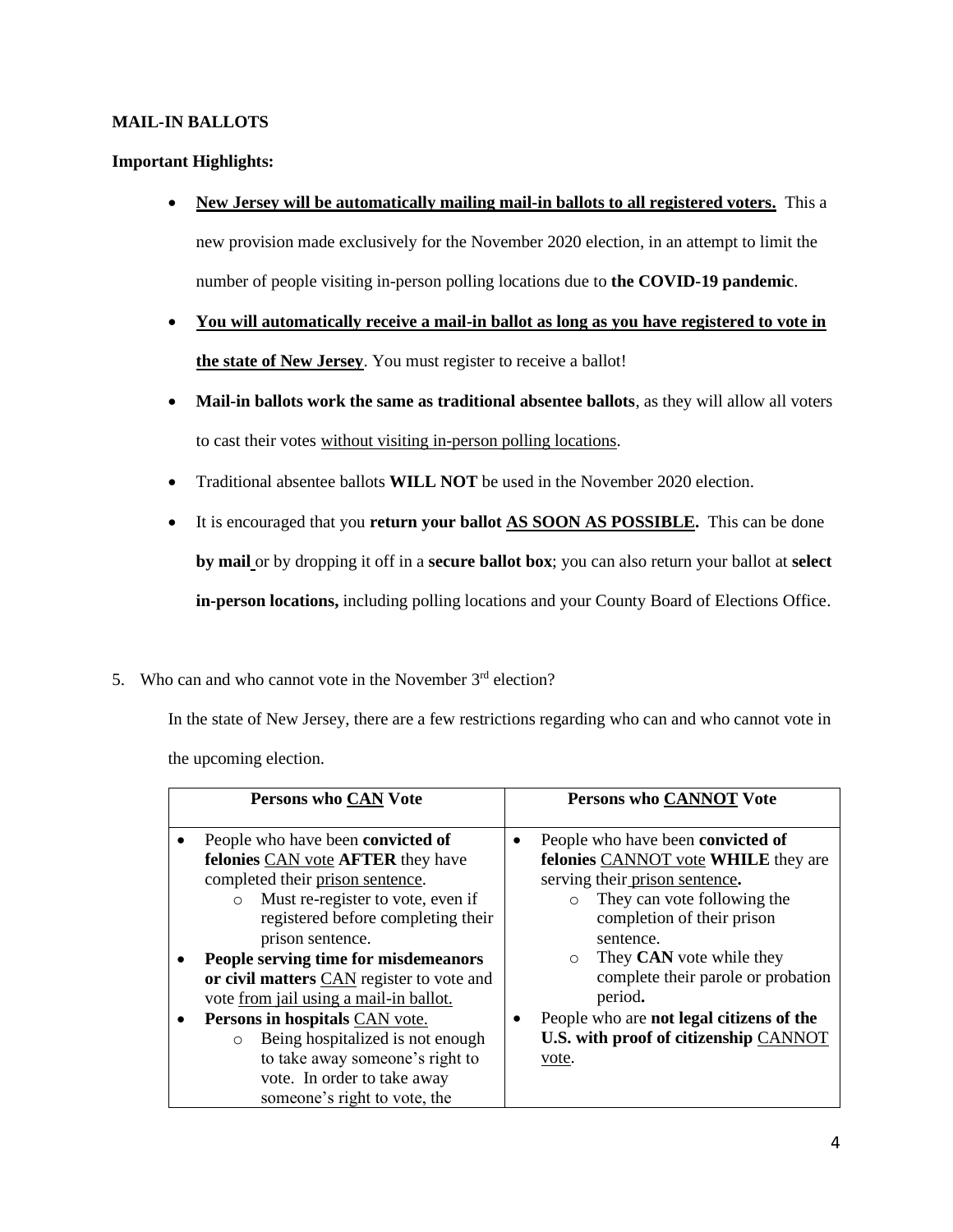**MAIL-IN BALLOTS**

**Important Highlights:**

- **New Jersey will be automatically mailing mail-in ballots to all registered voters.** This a new provision made exclusively for the November 2020 election, in an attempt to limit the number of people visiting in-person polling locations due to **the COVID-19 pandemic**.
- **You will automatically receive a mail-in ballot as long as you have registered to vote in the state of New Jersey**. You must register to receive a ballot!
- **Mail-in ballots work the same as traditional absentee ballots**, as they will allow all voters to cast their votes without visiting in-person polling locations.
- Traditional absentee ballots **WILL NOT** be used in the November 2020 election.
- It is encouraged that you **return your ballot AS SOON AS POSSIBLE.** This can be done **by mail** or by dropping it off in a **secure ballot box**; you can also return your ballot at **select in-person locations,** including polling locations and your County Board of Elections Office.

5. Who can and who cannot vote in the November 3rd election?

In the state of New Jersey, there are a few restrictions regarding who can and who cannot vote in the upcoming election.

| Persons who CAN Vote | Persons who CANNOT Vote |
|---|---|
| • People who have been **convicted of felonies** CAN vote **AFTER** they have completed their prison sentence.<br>○ Must re-register to vote, even if registered before completing their prison sentence.<br>• **People serving time for misdemeanors or civil matters** CAN register to vote and vote from jail using a mail-in ballot.<br>• **Persons in hospitals** CAN vote.<br>○ Being hospitalized is not enough to take away someone's right to vote. In order to take away someone's right to vote, the | • People who have been **convicted of felonies** CANNOT vote **WHILE** they are serving their prison sentence**.**<br>○ They can vote following the completion of their prison sentence.<br>○ They **CAN** vote while they complete their parole or probation period**.**<br>• People who are **not legal citizens of the U.S. with proof of citizenship** CANNOT vote. |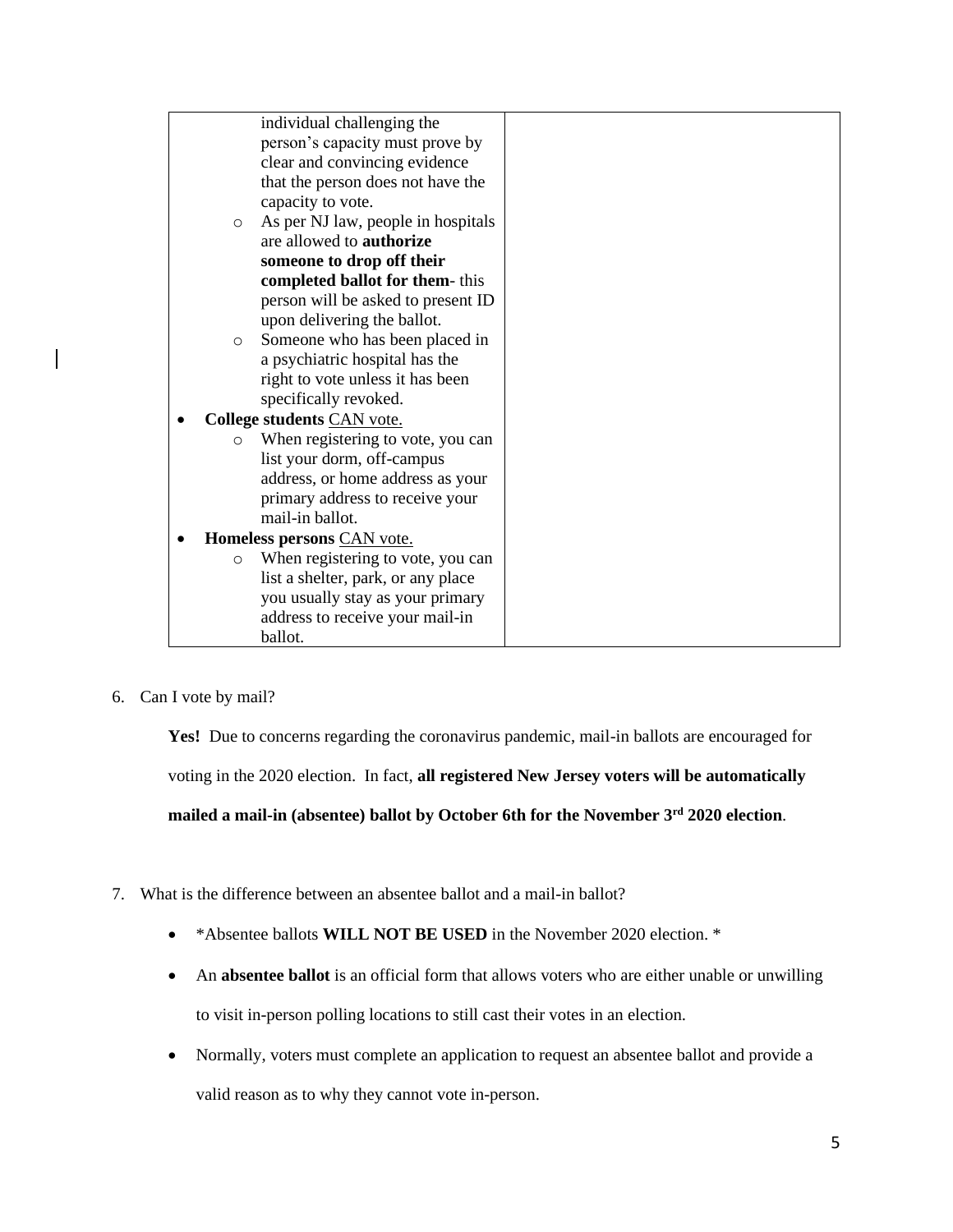| | |
|---|---|
| individual challenging the person's capacity must prove by clear and convincing evidence that the person does not have the capacity to vote.<br>○ As per NJ law, people in hospitals are allowed to **authorize someone to drop off their completed ballot for them**- this person will be asked to present ID upon delivering the ballot.<br>○ Someone who has been placed in a psychiatric hospital has the right to vote unless it has been specifically revoked.<br>• **College students** <u>CAN vote.</u><br>○ When registering to vote, you can list your dorm, off-campus address, or home address as your primary address to receive your mail-in ballot.<br>• **Homeless persons** <u>CAN vote.</u><br>○ When registering to vote, you can list a shelter, park, or any place you usually stay as your primary address to receive your mail-in ballot. | |

6. Can I vote by mail?

   **Yes!** Due to concerns regarding the coronavirus pandemic, mail-in ballots are encouraged for voting in the 2020 election. In fact, **all registered New Jersey voters will be automatically mailed a mail-in (absentee) ballot by October 6th for the November 3rd 2020 election**.

7. What is the difference between an absentee ballot and a mail-in ballot?

   - *Absentee ballots **WILL NOT BE USED** in the November 2020 election. *
   - An **absentee ballot** is an official form that allows voters who are either unable or unwilling to visit in-person polling locations to still cast their votes in an election.
   - Normally, voters must complete an application to request an absentee ballot and provide a valid reason as to why they cannot vote in-person.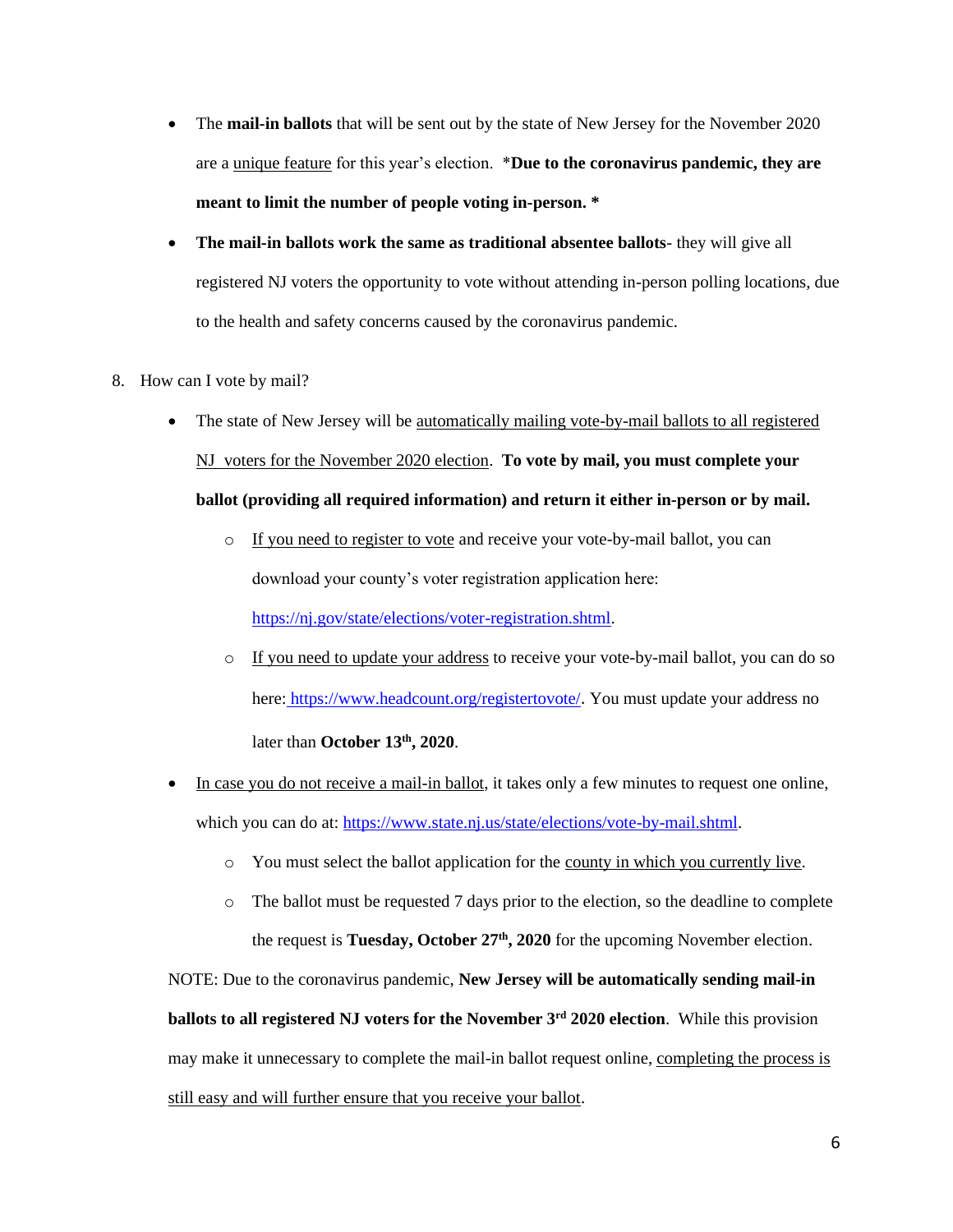- The **mail-in ballots** that will be sent out by the state of New Jersey for the November 2020 are a unique feature for this year's election. ***Due to the coronavirus pandemic, they are meant to limit the number of people voting in-person. ***
- **The mail-in ballots work the same as traditional absentee ballots**- they will give all registered NJ voters the opportunity to vote without attending in-person polling locations, due to the health and safety concerns caused by the coronavirus pandemic.

8. How can I vote by mail?

- The state of New Jersey will be automatically mailing vote-by-mail ballots to all registered NJ voters for the November 2020 election. **To vote by mail, you must complete your ballot (providing all required information) and return it either in-person or by mail.**
    - If you need to register to vote and receive your vote-by-mail ballot, you can download your county's voter registration application here: https://nj.gov/state/elections/voter-registration.shtml.
    - If you need to update your address to receive your vote-by-mail ballot, you can do so here: https://www.headcount.org/registertovote/. You must update your address no later than **October 13th, 2020**.
- In case you do not receive a mail-in ballot, it takes only a few minutes to request one online, which you can do at: https://www.state.nj.us/state/elections/vote-by-mail.shtml.
    - You must select the ballot application for the county in which you currently live.
    - The ballot must be requested 7 days prior to the election, so the deadline to complete the request is **Tuesday, October 27th, 2020** for the upcoming November election.

NOTE: Due to the coronavirus pandemic, **New Jersey will be automatically sending mail-in ballots to all registered NJ voters for the November 3rd 2020 election**. While this provision may make it unnecessary to complete the mail-in ballot request online, completing the process is still easy and will further ensure that you receive your ballot.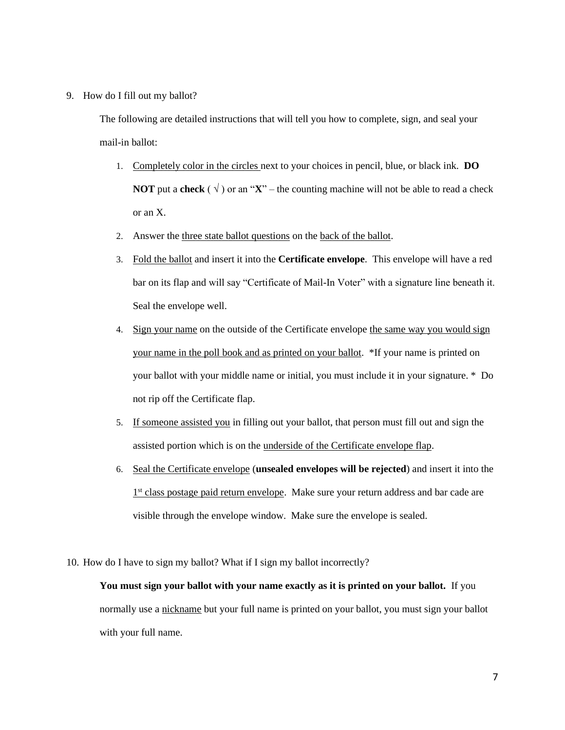9. How do I fill out my ballot?

   The following are detailed instructions that will tell you how to complete, sign, and seal your mail-in ballot:

   1. Completely color in the circles next to your choices in pencil, blue, or black ink. **DO NOT** put a **check** ( √ ) or an "**X**" – the counting machine will not be able to read a check or an X.
   2. Answer the three state ballot questions on the back of the ballot.
   3. Fold the ballot and insert it into the **Certificate envelope**. This envelope will have a red bar on its flap and will say "Certificate of Mail-In Voter" with a signature line beneath it. Seal the envelope well.
   4. Sign your name on the outside of the Certificate envelope the same way you would sign your name in the poll book and as printed on your ballot. *If your name is printed on your ballot with your middle name or initial, you must include it in your signature.* Do not rip off the Certificate flap.
   5. If someone assisted you in filling out your ballot, that person must fill out and sign the assisted portion which is on the underside of the Certificate envelope flap.
   6. Seal the Certificate envelope (**unsealed envelopes will be rejected**) and insert it into the 1st class postage paid return envelope. Make sure your return address and bar cade are visible through the envelope window. Make sure the envelope is sealed.

10. How do I have to sign my ballot? What if I sign my ballot incorrectly?

    **You must sign your ballot with your name exactly as it is printed on your ballot.** If you normally use a nickname but your full name is printed on your ballot, you must sign your ballot with your full name.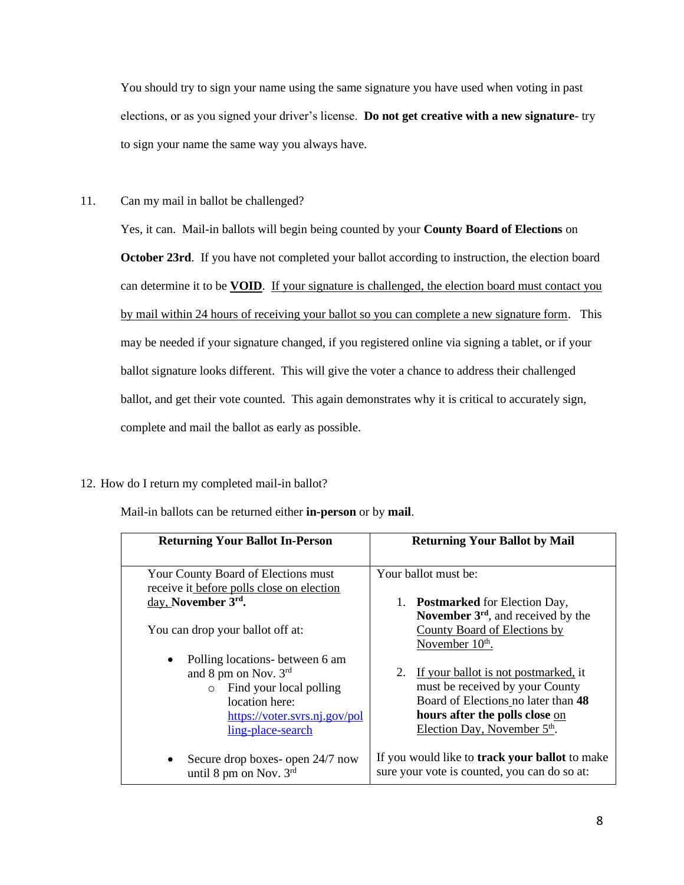You should try to sign your name using the same signature you have used when voting in past elections, or as you signed your driver's license. **Do not get creative with a new signature**- try to sign your name the same way you always have.

11. Can my mail in ballot be challenged?

Yes, it can. Mail-in ballots will begin being counted by your **County Board of Elections** on **October 23rd**. If you have not completed your ballot according to instruction, the election board can determine it to be **VOID**. If your signature is challenged, the election board must contact you by mail within 24 hours of receiving your ballot so you can complete a new signature form. This may be needed if your signature changed, if you registered online via signing a tablet, or if your ballot signature looks different. This will give the voter a chance to address their challenged ballot, and get their vote counted. This again demonstrates why it is critical to accurately sign, complete and mail the ballot as early as possible.

12. How do I return my completed mail-in ballot?

Mail-in ballots can be returned either **in-person** or by **mail**.

| Returning Your Ballot In-Person | Returning Your Ballot by Mail |
| --- | --- |
| Your County Board of Elections must receive it before polls close on election day, **November 3rd.**<br><br>You can drop your ballot off at:<br><br>• Polling locations- between 6 am and 8 pm on Nov. 3rd<br>  ○ Find your local polling location here: https://voter.svrs.nj.gov/polling-place-search<br><br>• Secure drop boxes- open 24/7 now until 8 pm on Nov. 3rd | Your ballot must be:<br><br>1. **Postmarked** for Election Day, **November 3rd**, and received by the County Board of Elections by November 10th.<br><br>2. If your ballot is not postmarked, it must be received by your County Board of Elections no later than **48 hours after the polls close** on Election Day, November 5th.<br><br>If you would like to **track your ballot** to make sure your vote is counted, you can do so at: |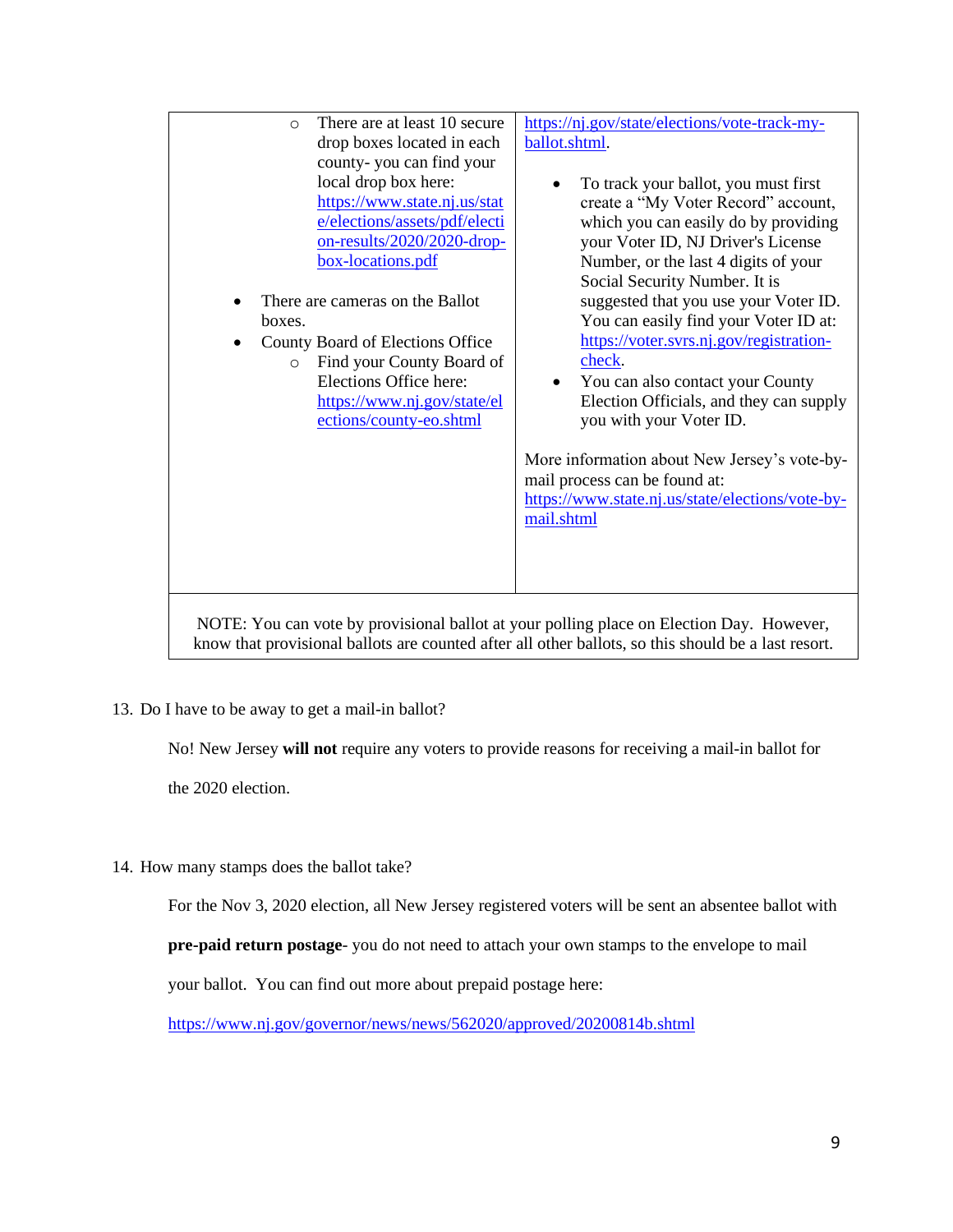| | |
|---|---|
| <ul><li>There are at least 10 secure drop boxes located in each county- you can find your local drop box here: https://www.state.nj.us/state/elections/assets/pdf/election-results/2020/2020-drop-box-locations.pdf</li></ul><ul><li>There are cameras on the Ballot boxes.</li><li>County Board of Elections Office<ul><li>Find your County Board of Elections Office here: https://www.nj.gov/state/elections/county-eo.shtml</li></ul></li></ul> | https://nj.gov/state/elections/vote-track-my-ballot.shtml.<ul><li>To track your ballot, you must first create a "My Voter Record" account, which you can easily do by providing your Voter ID, NJ Driver's License Number, or the last 4 digits of your Social Security Number. It is suggested that you use your Voter ID. You can easily find your Voter ID at: https://voter.svrs.nj.gov/registration-check.</li><li>You can also contact your County Election Officials, and they can supply you with your Voter ID.</li></ul>More information about New Jersey's vote-by-mail process can be found at: https://www.state.nj.us/state/elections/vote-by-mail.shtml |
| NOTE: You can vote by provisional ballot at your polling place on Election Day. However, know that provisional ballots are counted after all other ballots, so this should be a last resort. | |

13. Do I have to be away to get a mail-in ballot?

No! New Jersey **will not** require any voters to provide reasons for receiving a mail-in ballot for the 2020 election.

14. How many stamps does the ballot take?

For the Nov 3, 2020 election, all New Jersey registered voters will be sent an absentee ballot with **pre-paid return postage**- you do not need to attach your own stamps to the envelope to mail your ballot. You can find out more about prepaid postage here: https://www.nj.gov/governor/news/news/562020/approved/20200814b.shtml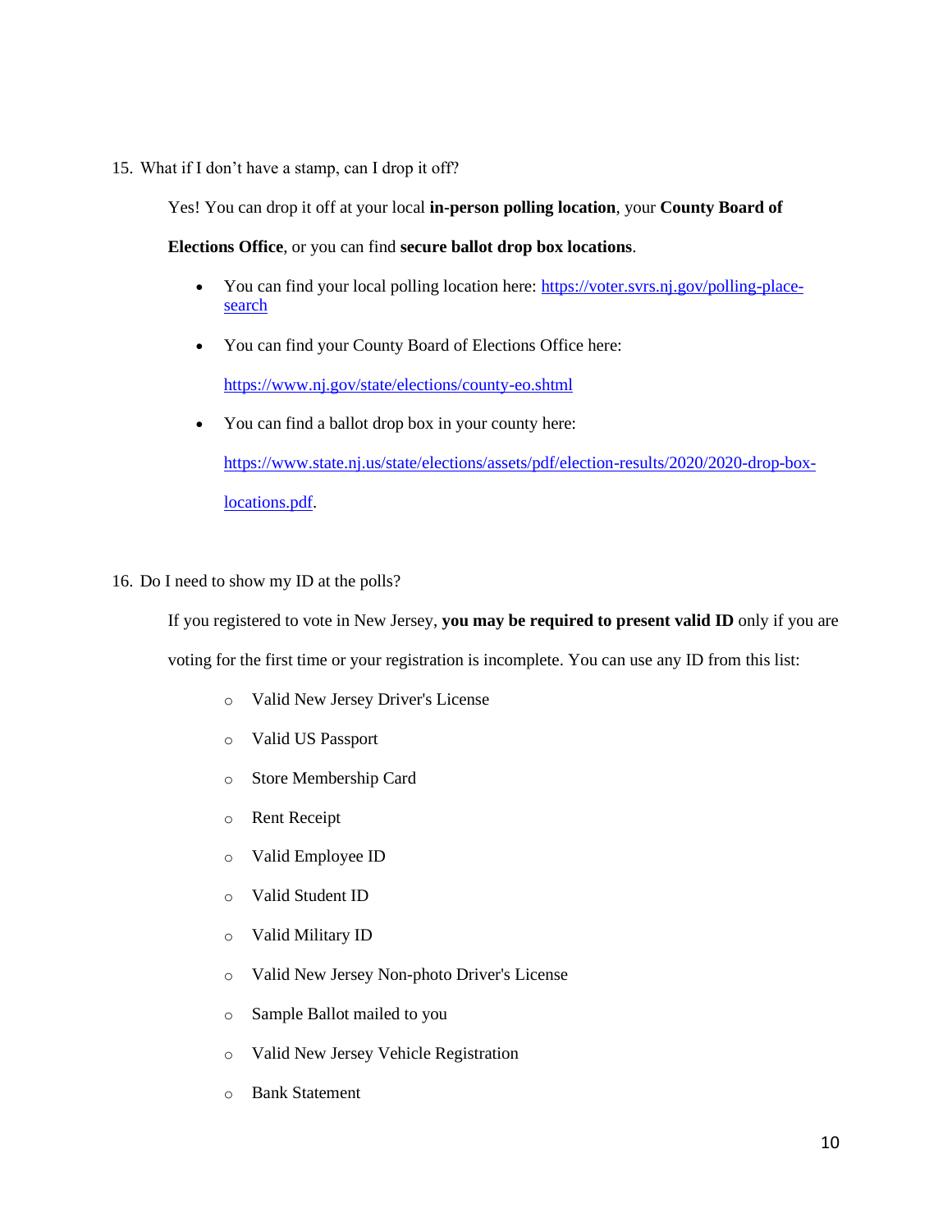15. What if I don't have a stamp, can I drop it off?

    Yes! You can drop it off at your local **in-person polling location**, your **County Board of Elections Office**, or you can find **secure ballot drop box locations**.

    - You can find your local polling location here: [https://voter.svrs.nj.gov/polling-place-search](https://voter.svrs.nj.gov/polling-place-search)
    - You can find your County Board of Elections Office here: [https://www.nj.gov/state/elections/county-eo.shtml](https://www.nj.gov/state/elections/county-eo.shtml)
    - You can find a ballot drop box in your county here: [https://www.state.nj.us/state/elections/assets/pdf/election-results/2020/2020-drop-box-locations.pdf](https://www.state.nj.us/state/elections/assets/pdf/election-results/2020/2020-drop-box-locations.pdf).

16. Do I need to show my ID at the polls?

    If you registered to vote in New Jersey, **you may be required to present valid ID** only if you are voting for the first time or your registration is incomplete. You can use any ID from this list:

    - Valid New Jersey Driver's License
    - Valid US Passport
    - Store Membership Card
    - Rent Receipt
    - Valid Employee ID
    - Valid Student ID
    - Valid Military ID
    - Valid New Jersey Non-photo Driver's License
    - Sample Ballot mailed to you
    - Valid New Jersey Vehicle Registration
    - Bank Statement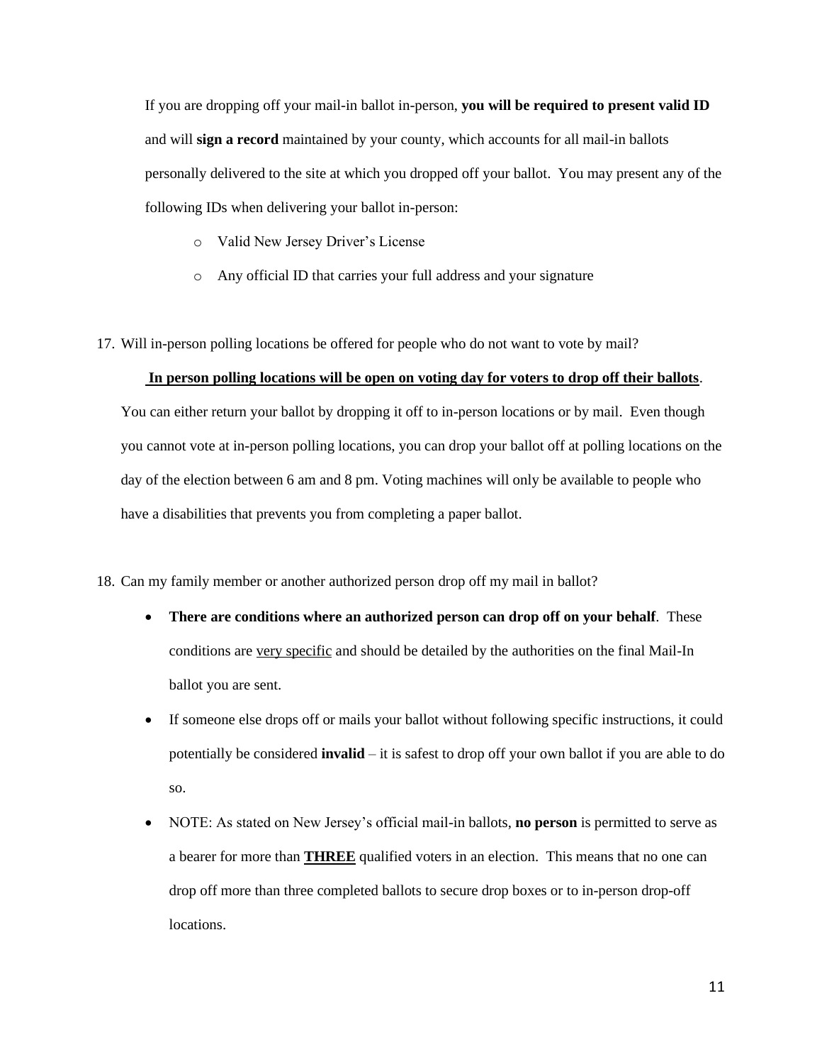If you are dropping off your mail-in ballot in-person, **you will be required to present valid ID** and will **sign a record** maintained by your county, which accounts for all mail-in ballots personally delivered to the site at which you dropped off your ballot. You may present any of the following IDs when delivering your ballot in-person:

- Valid New Jersey Driver's License
- Any official ID that carries your full address and your signature

17. Will in-person polling locations be offered for people who do not want to vote by mail?

<u>**In person polling locations will be open on voting day for voters to drop off their ballots**</u>. You can either return your ballot by dropping it off to in-person locations or by mail. Even though you cannot vote at in-person polling locations, you can drop your ballot off at polling locations on the day of the election between 6 am and 8 pm. Voting machines will only be available to people who have a disabilities that prevents you from completing a paper ballot.

18. Can my family member or another authorized person drop off my mail in ballot?

- **There are conditions where an authorized person can drop off on your behalf**. These conditions are <u>very specific</u> and should be detailed by the authorities on the final Mail-In ballot you are sent.
- If someone else drops off or mails your ballot without following specific instructions, it could potentially be considered **invalid** – it is safest to drop off your own ballot if you are able to do so.
- NOTE: As stated on New Jersey's official mail-in ballots, **no person** is permitted to serve as a bearer for more than <u>**THREE**</u> qualified voters in an election. This means that no one can drop off more than three completed ballots to secure drop boxes or to in-person drop-off locations.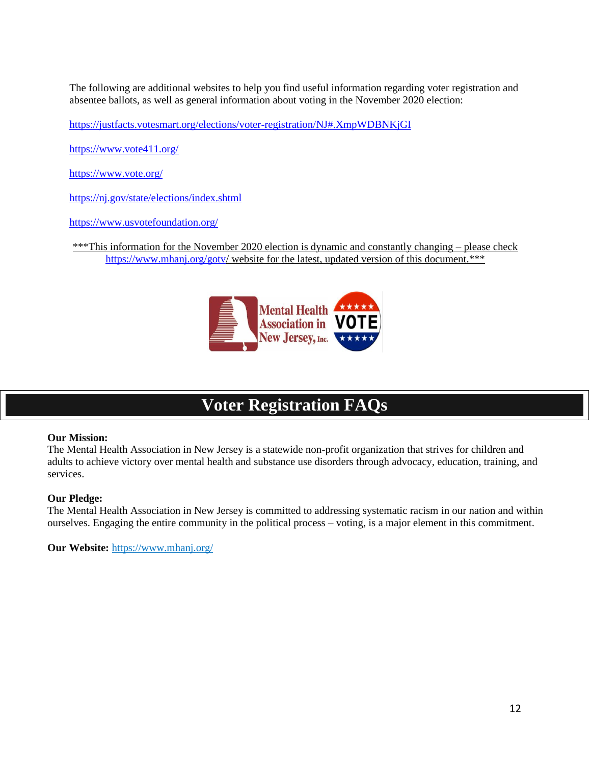The following are additional websites to help you find useful information regarding voter registration and absentee ballots, as well as general information about voting in the November 2020 election:

https://justfacts.votesmart.org/elections/voter-registration/NJ#.XmpWDBNKjGI

https://www.vote411.org/

https://www.vote.org/

https://nj.gov/state/elections/index.shtml

https://www.usvotefoundation.org/

***This information for the November 2020 election is dynamic and constantly changing – please check https://www.mhanj.org/gotv/ website for the latest, updated version of this document.***

Mental Health Association in New Jersey, Inc.

VOTE

# Voter Registration FAQs

**Our Mission:**
The Mental Health Association in New Jersey is a statewide non-profit organization that strives for children and adults to achieve victory over mental health and substance use disorders through advocacy, education, training, and services.

**Our Pledge:**
The Mental Health Association in New Jersey is committed to addressing systematic racism in our nation and within ourselves. Engaging the entire community in the political process – voting, is a major element in this commitment.

**Our Website:** https://www.mhanj.org/